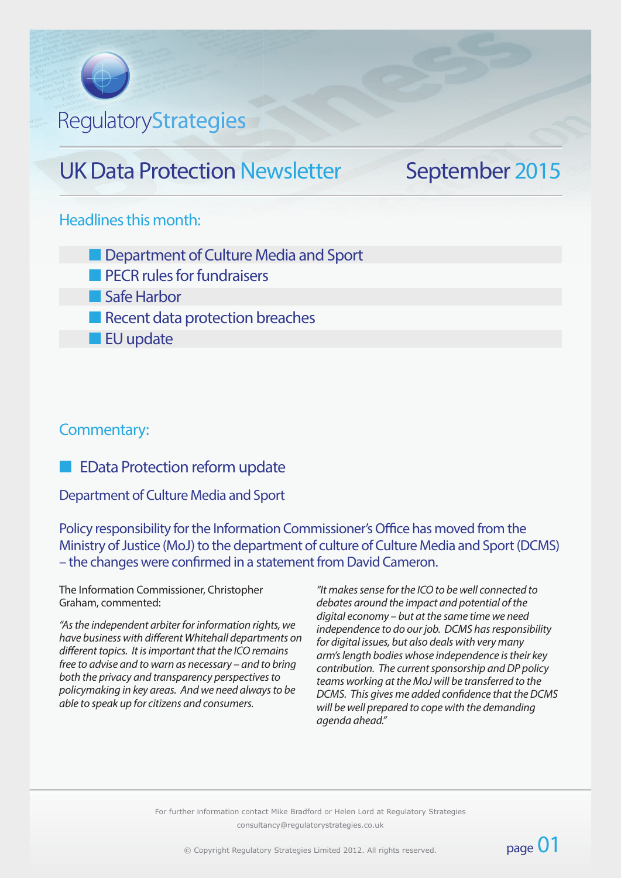RegulatoryStrategies

# UK Data Protection Newsletter September 2015

## Headlines this month:

- Department of Culture Media and Sport
- PECR rules for fundraisers
- Safe Harbor
- Recent data protection breaches
- EU update

## Commentary:

### EData Protection reform update

#### Department of Culture Media and Sport

Policy responsibility for the Information Commissioner's Office has moved from the Ministry of Justice (MoJ) to the department of culture of Culture Media and Sport (DCMS) – the changes were confirmed in a statement from David Cameron.

The Information Commissioner, Christopher Graham, commented:

*"As the independent arbiter for information rights, we have business with different Whitehall departments on different topics. It is important that the ICO remains free to advise and to warn as necessary – and to bring both the privacy and transparency perspectives to policymaking in key areas. And we need always to be able to speak up for citizens and consumers.*

*"It makes sense for the ICO to be well connected to debates around the impact and potential of the digital economy – but at the same time we need independence to do our job. DCMS has responsibility for digital issues, but also deals with very many arm's length bodies whose independence is their key contribution. The current sponsorship and DP policy teams working at the MoJ will be transferred to the DCMS. This gives me added confidence that the DCMS will be well prepared to cope with the demanding agenda ahead."*

For further information contact Mike Bradford or Helen Lord at Regulatory Strategies
consultancy@regulatorystrategies.co.uk

© Copyright Regulatory Strategies Limited 2012. All rights reserved.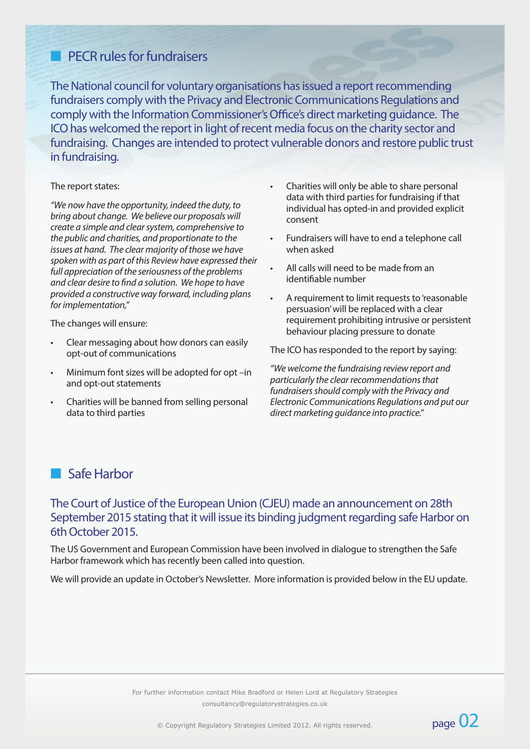## PECR rules for fundraisers

The National council for voluntary organisations has issued a report recommending fundraisers comply with the Privacy and Electronic Communications Regulations and comply with the Information Commissioner's Office's direct marketing guidance. The ICO has welcomed the report in light of recent media focus on the charity sector and fundraising. Changes are intended to protect vulnerable donors and restore public trust in fundraising.

The report states:

*"We now have the opportunity, indeed the duty, to bring about change. We believe our proposals will create a simple and clear system, comprehensive to the public and charities, and proportionate to the issues at hand. The clear majority of those we have spoken with as part of this Review have expressed their full appreciation of the seriousness of the problems and clear desire to find a solution. We hope to have provided a constructive way forward, including plans for implementation,"*

The changes will ensure:

- Clear messaging about how donors can easily opt-out of communications
- Minimum font sizes will be adopted for opt –in and opt-out statements
- Charities will be banned from selling personal data to third parties
- Charities will only be able to share personal data with third parties for fundraising if that individual has opted-in and provided explicit consent
- Fundraisers will have to end a telephone call when asked
- All calls will need to be made from an identifiable number
- A requirement to limit requests to 'reasonable persuasion' will be replaced with a clear requirement prohibiting intrusive or persistent behaviour placing pressure to donate

The ICO has responded to the report by saying:

*"We welcome the fundraising review report and particularly the clear recommendations that fundraisers should comply with the Privacy and Electronic Communications Regulations and put our direct marketing guidance into practice."*

## Safe Harbor

The Court of Justice of the European Union (CJEU) made an announcement on 28th September 2015 stating that it will issue its binding judgment regarding safe Harbor on 6th October 2015.

The US Government and European Commission have been involved in dialogue to strengthen the Safe Harbor framework which has recently been called into question.

We will provide an update in October's Newsletter. More information is provided below in the EU update.

For further information contact Mike Bradford or Helen Lord at Regulatory Strategies
consultancy@regulatorystrategies.co.uk

© Copyright Regulatory Strategies Limited 2012. All rights reserved.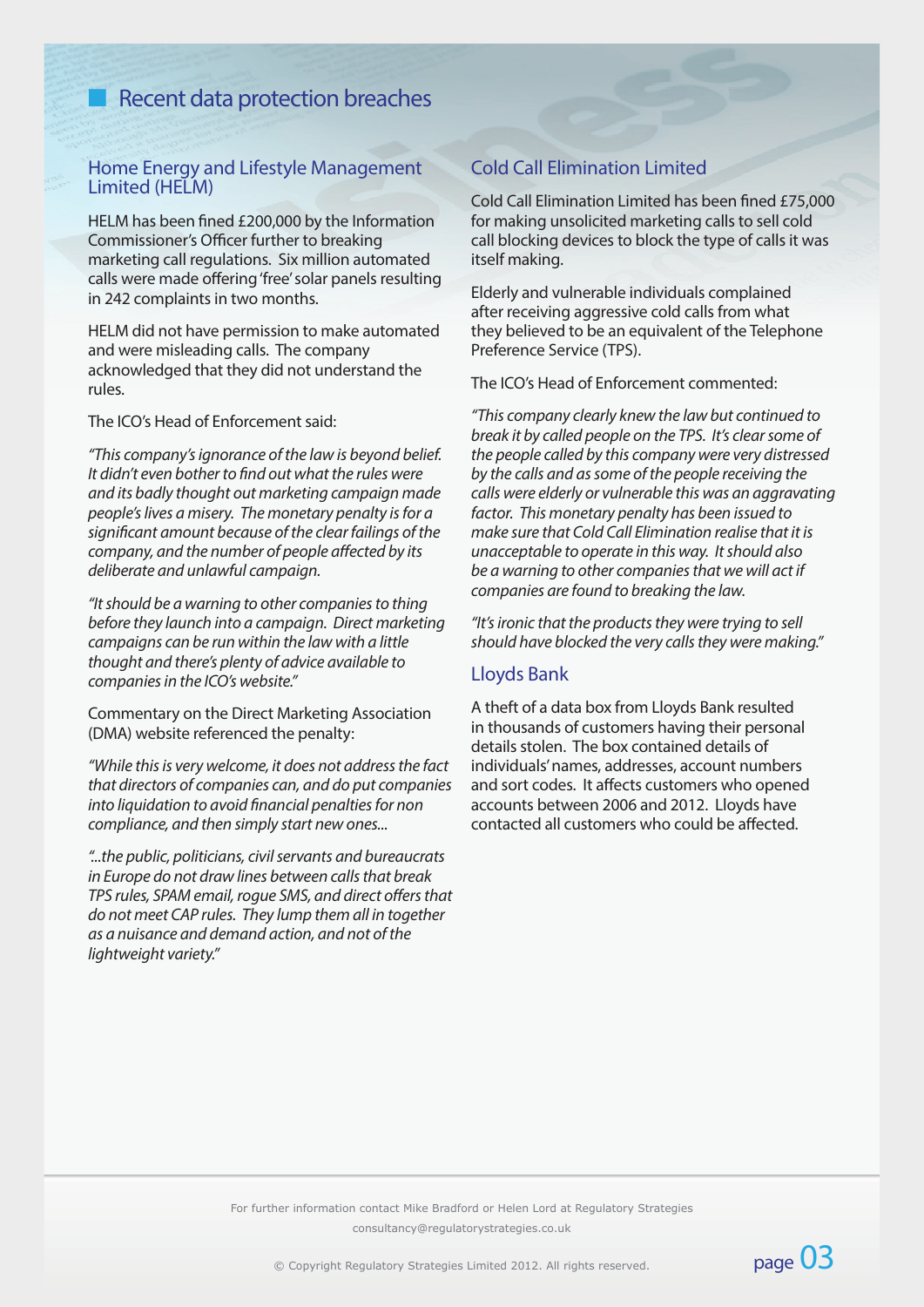## Recent data protection breaches

### Home Energy and Lifestyle Management Limited (HELM)

HELM has been fined £200,000 by the Information Commissioner's Officer further to breaking marketing call regulations. Six million automated calls were made offering 'free' solar panels resulting in 242 complaints in two months.

HELM did not have permission to make automated and were misleading calls. The company acknowledged that they did not understand the rules.

The ICO's Head of Enforcement said:

*"This company's ignorance of the law is beyond belief. It didn't even bother to find out what the rules were and its badly thought out marketing campaign made people's lives a misery. The monetary penalty is for a significant amount because of the clear failings of the company, and the number of people affected by its deliberate and unlawful campaign.*

*"It should be a warning to other companies to thing before they launch into a campaign. Direct marketing campaigns can be run within the law with a little thought and there's plenty of advice available to companies in the ICO's website."*

Commentary on the Direct Marketing Association (DMA) website referenced the penalty:

*"While this is very welcome, it does not address the fact that directors of companies can, and do put companies into liquidation to avoid financial penalties for non compliance, and then simply start new ones...*

*"...the public, politicians, civil servants and bureaucrats in Europe do not draw lines between calls that break TPS rules, SPAM email, rogue SMS, and direct offers that do not meet CAP rules. They lump them all in together as a nuisance and demand action, and not of the lightweight variety."*

### Cold Call Elimination Limited

Cold Call Elimination Limited has been fined £75,000 for making unsolicited marketing calls to sell cold call blocking devices to block the type of calls it was itself making.

Elderly and vulnerable individuals complained after receiving aggressive cold calls from what they believed to be an equivalent of the Telephone Preference Service (TPS).

The ICO's Head of Enforcement commented:

*"This company clearly knew the law but continued to break it by called people on the TPS. It's clear some of the people called by this company were very distressed by the calls and as some of the people receiving the calls were elderly or vulnerable this was an aggravating factor. This monetary penalty has been issued to make sure that Cold Call Elimination realise that it is unacceptable to operate in this way. It should also be a warning to other companies that we will act if companies are found to breaking the law.*

*"It's ironic that the products they were trying to sell should have blocked the very calls they were making."*

### Lloyds Bank

A theft of a data box from Lloyds Bank resulted in thousands of customers having their personal details stolen. The box contained details of individuals' names, addresses, account numbers and sort codes. It affects customers who opened accounts between 2006 and 2012. Lloyds have contacted all customers who could be affected.

For further information contact Mike Bradford or Helen Lord at Regulatory Strategies
consultancy@regulatorystrategies.co.uk

© Copyright Regulatory Strategies Limited 2012. All rights reserved.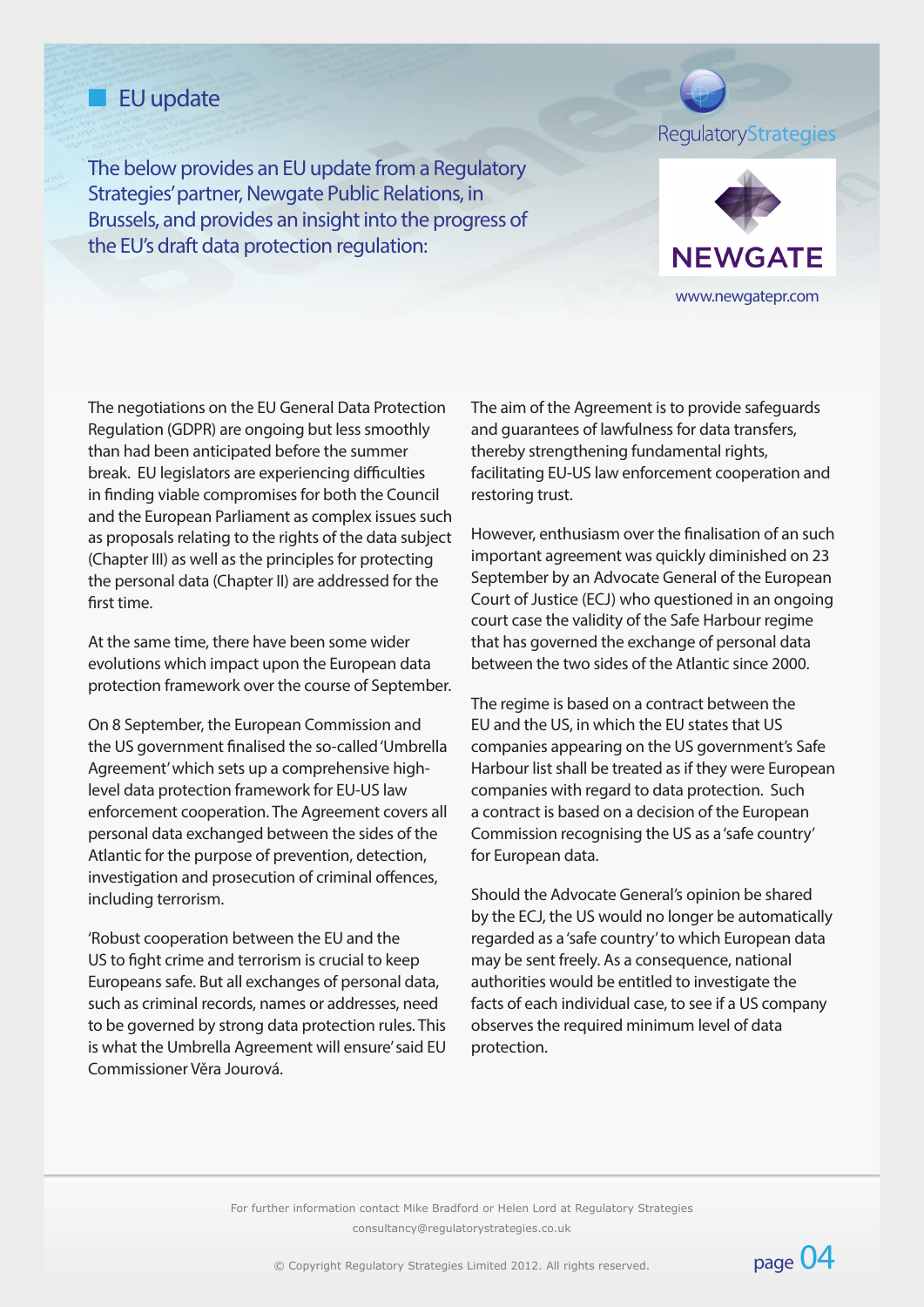## EU update

The below provides an EU update from a Regulatory Strategies' partner, Newgate Public Relations, in Brussels, and provides an insight into the progress of the EU's draft data protection regulation:

RegulatoryStrategies

NEWGATE

www.newgatepr.com

The negotiations on the EU General Data Protection Regulation (GDPR) are ongoing but less smoothly than had been anticipated before the summer break. EU legislators are experiencing difficulties in finding viable compromises for both the Council and the European Parliament as complex issues such as proposals relating to the rights of the data subject (Chapter III) as well as the principles for protecting the personal data (Chapter II) are addressed for the first time.

At the same time, there have been some wider evolutions which impact upon the European data protection framework over the course of September.

On 8 September, the European Commission and the US government finalised the so-called 'Umbrella Agreement' which sets up a comprehensive high-level data protection framework for EU-US law enforcement cooperation. The Agreement covers all personal data exchanged between the sides of the Atlantic for the purpose of prevention, detection, investigation and prosecution of criminal offences, including terrorism.

'Robust cooperation between the EU and the US to fight crime and terrorism is crucial to keep Europeans safe. But all exchanges of personal data, such as criminal records, names or addresses, need to be governed by strong data protection rules. This is what the Umbrella Agreement will ensure' said EU Commissioner Věra Jourová.

The aim of the Agreement is to provide safeguards and guarantees of lawfulness for data transfers, thereby strengthening fundamental rights, facilitating EU-US law enforcement cooperation and restoring trust.

However, enthusiasm over the finalisation of an such important agreement was quickly diminished on 23 September by an Advocate General of the European Court of Justice (ECJ) who questioned in an ongoing court case the validity of the Safe Harbour regime that has governed the exchange of personal data between the two sides of the Atlantic since 2000.

The regime is based on a contract between the EU and the US, in which the EU states that US companies appearing on the US government's Safe Harbour list shall be treated as if they were European companies with regard to data protection. Such a contract is based on a decision of the European Commission recognising the US as a 'safe country' for European data.

Should the Advocate General's opinion be shared by the ECJ, the US would no longer be automatically regarded as a 'safe country' to which European data may be sent freely. As a consequence, national authorities would be entitled to investigate the facts of each individual case, to see if a US company observes the required minimum level of data protection.

For further information contact Mike Bradford or Helen Lord at Regulatory Strategies
consultancy@regulatorystrategies.co.uk

© Copyright Regulatory Strategies Limited 2012. All rights reserved.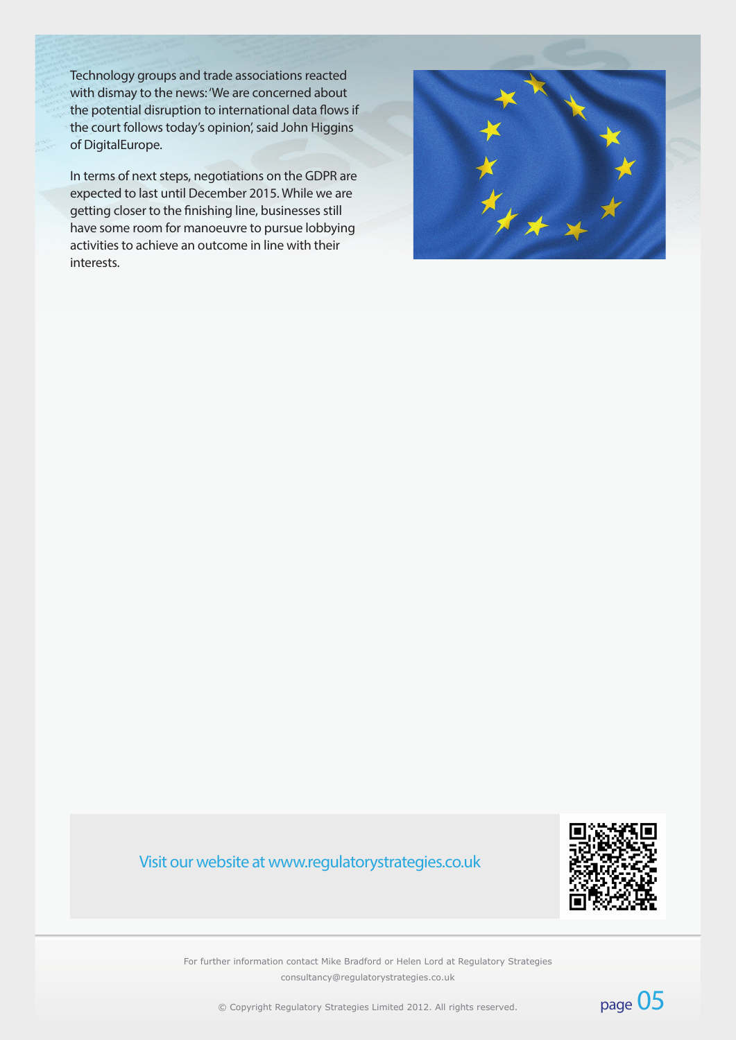Technology groups and trade associations reacted with dismay to the news: 'We are concerned about the potential disruption to international data flows if the court follows today's opinion', said John Higgins of DigitalEurope.

In terms of next steps, negotiations on the GDPR are expected to last until December 2015. While we are getting closer to the finishing line, businesses still have some room for manoeuvre to pursue lobbying activities to achieve an outcome in line with their interests.

Visit our website at www.regulatorystrategies.co.uk

For further information contact Mike Bradford or Helen Lord at Regulatory Strategies
consultancy@regulatorystrategies.co.uk

© Copyright Regulatory Strategies Limited 2012. All rights reserved.